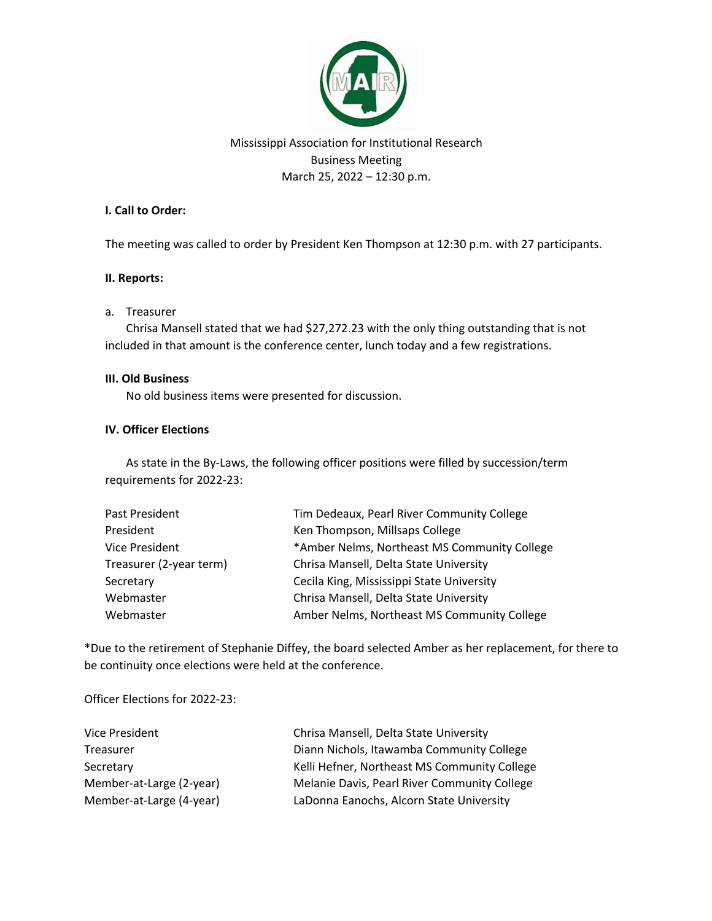Mississippi Association for Institutional Research
Business Meeting
March 25, 2022 – 12:30 p.m.

**I. Call to Order:**

The meeting was called to order by President Ken Thompson at 12:30 p.m. with 27 participants.

**II. Reports:**

a. Treasurer
Chrisa Mansell stated that we had $27,272.23 with the only thing outstanding that is not included in that amount is the conference center, lunch today and a few registrations.

**III. Old Business**

No old business items were presented for discussion.

**IV. Officer Elections**

As state in the By-Laws, the following officer positions were filled by succession/term requirements for 2022-23:

| | |
|---|---|
| Past President | Tim Dedeaux, Pearl River Community College |
| President | Ken Thompson, Millsaps College |
| Vice President | *Amber Nelms, Northeast MS Community College |
| Treasurer (2-year term) | Chrisa Mansell, Delta State University |
| Secretary | Cecila King, Mississippi State University |
| Webmaster | Chrisa Mansell, Delta State University |
| Webmaster | Amber Nelms, Northeast MS Community College |

*Due to the retirement of Stephanie Diffey, the board selected Amber as her replacement, for there to be continuity once elections were held at the conference.

Officer Elections for 2022-23:

| | |
|---|---|
| Vice President | Chrisa Mansell, Delta State University |
| Treasurer | Diann Nichols, Itawamba Community College |
| Secretary | Kelli Hefner, Northeast MS Community College |
| Member-at-Large (2-year) | Melanie Davis, Pearl River Community College |
| Member-at-Large (4-year) | LaDonna Eanochs, Alcorn State University |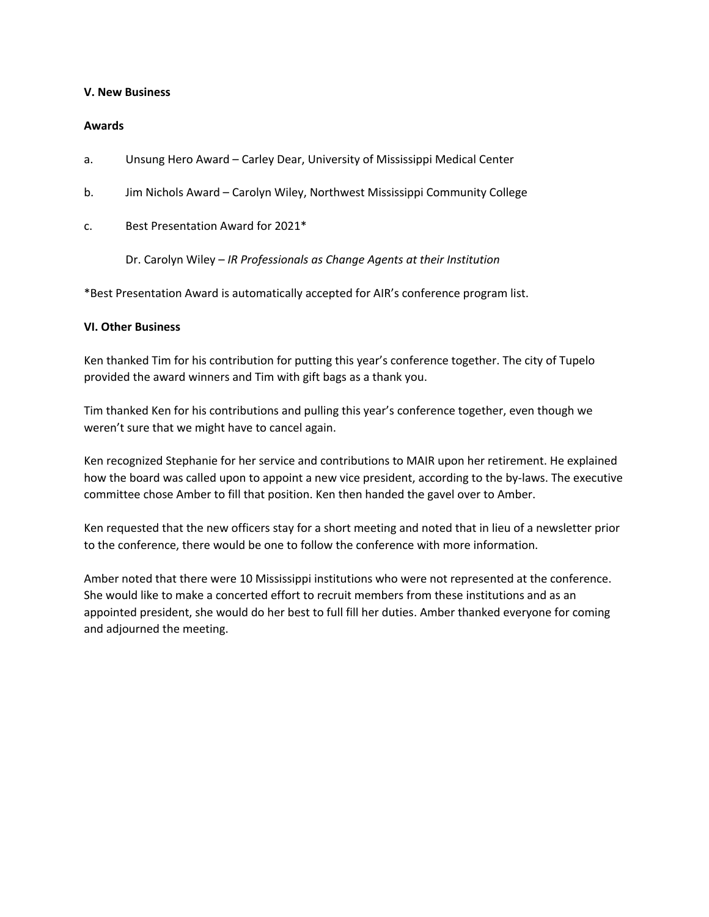**V. New Business**

**Awards**

a. Unsung Hero Award – Carley Dear, University of Mississippi Medical Center

b. Jim Nichols Award – Carolyn Wiley, Northwest Mississippi Community College

c. Best Presentation Award for 2021*

Dr. Carolyn Wiley – *IR Professionals as Change Agents at their Institution*

*Best Presentation Award is automatically accepted for AIR's conference program list.

**VI. Other Business**

Ken thanked Tim for his contribution for putting this year's conference together. The city of Tupelo provided the award winners and Tim with gift bags as a thank you.

Tim thanked Ken for his contributions and pulling this year's conference together, even though we weren't sure that we might have to cancel again.

Ken recognized Stephanie for her service and contributions to MAIR upon her retirement. He explained how the board was called upon to appoint a new vice president, according to the by-laws. The executive committee chose Amber to fill that position. Ken then handed the gavel over to Amber.

Ken requested that the new officers stay for a short meeting and noted that in lieu of a newsletter prior to the conference, there would be one to follow the conference with more information.

Amber noted that there were 10 Mississippi institutions who were not represented at the conference. She would like to make a concerted effort to recruit members from these institutions and as an appointed president, she would do her best to full fill her duties. Amber thanked everyone for coming and adjourned the meeting.